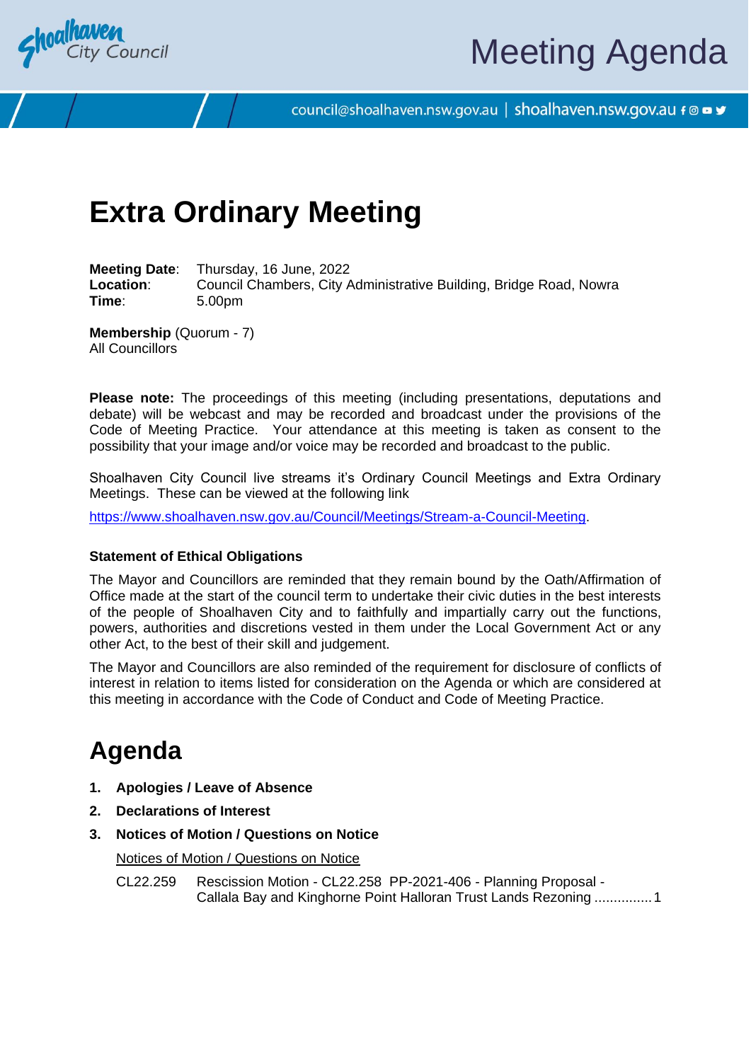Meeting Agenda

council@shoalhaven.nsw.gov.au | shoalhaven.nsw.gov.au

# Extra Ordinary Meeting

**Meeting Date**: Thursday, 16 June, 2022
**Location**: Council Chambers, City Administrative Building, Bridge Road, Nowra
**Time**: 5.00pm

**Membership** (Quorum - 7)
All Councillors

**Please note:** The proceedings of this meeting (including presentations, deputations and debate) will be webcast and may be recorded and broadcast under the provisions of the Code of Meeting Practice. Your attendance at this meeting is taken as consent to the possibility that your image and/or voice may be recorded and broadcast to the public.

Shoalhaven City Council live streams it's Ordinary Council Meetings and Extra Ordinary Meetings. These can be viewed at the following link

https://www.shoalhaven.nsw.gov.au/Council/Meetings/Stream-a-Council-Meeting.

**Statement of Ethical Obligations**

The Mayor and Councillors are reminded that they remain bound by the Oath/Affirmation of Office made at the start of the council term to undertake their civic duties in the best interests of the people of Shoalhaven City and to faithfully and impartially carry out the functions, powers, authorities and discretions vested in them under the Local Government Act or any other Act, to the best of their skill and judgement.

The Mayor and Councillors are also reminded of the requirement for disclosure of conflicts of interest in relation to items listed for consideration on the Agenda or which are considered at this meeting in accordance with the Code of Conduct and Code of Meeting Practice.

# Agenda

1. **Apologies / Leave of Absence**
2. **Declarations of Interest**
3. **Notices of Motion / Questions on Notice**

   Notices of Motion / Questions on Notice

   CL22.259 Rescission Motion - CL22.258 PP-2021-406 - Planning Proposal - Callala Bay and Kinghorne Point Halloran Trust Lands Rezoning ............... 1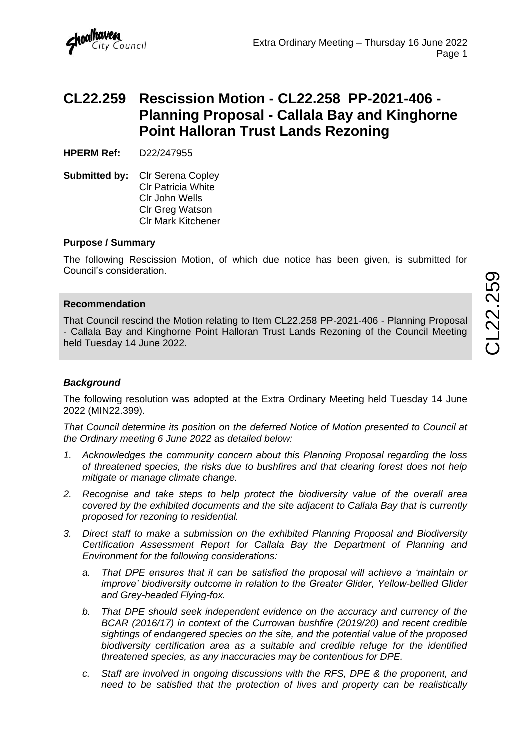# CL22.259 Rescission Motion - CL22.258 PP-2021-406 - Planning Proposal - Callala Bay and Kinghorne Point Halloran Trust Lands Rezoning

**HPERM Ref:** D22/247955

**Submitted by:** Clr Serena Copley
Clr Patricia White
Clr John Wells
Clr Greg Watson
Clr Mark Kitchener

**Purpose / Summary**

The following Rescission Motion, of which due notice has been given, is submitted for Council's consideration.

**Recommendation**

That Council rescind the Motion relating to Item CL22.258 PP-2021-406 - Planning Proposal - Callala Bay and Kinghorne Point Halloran Trust Lands Rezoning of the Council Meeting held Tuesday 14 June 2022.

***Background***

The following resolution was adopted at the Extra Ordinary Meeting held Tuesday 14 June 2022 (MIN22.399).

*That Council determine its position on the deferred Notice of Motion presented to Council at the Ordinary meeting 6 June 2022 as detailed below:*

1. *Acknowledges the community concern about this Planning Proposal regarding the loss of threatened species, the risks due to bushfires and that clearing forest does not help mitigate or manage climate change.*
2. *Recognise and take steps to help protect the biodiversity value of the overall area covered by the exhibited documents and the site adjacent to Callala Bay that is currently proposed for rezoning to residential.*
3. *Direct staff to make a submission on the exhibited Planning Proposal and Biodiversity Certification Assessment Report for Callala Bay the Department of Planning and Environment for the following considerations:*
   a. *That DPE ensures that it can be satisfied the proposal will achieve a 'maintain or improve' biodiversity outcome in relation to the Greater Glider, Yellow-bellied Glider and Grey-headed Flying-fox.*
   b. *That DPE should seek independent evidence on the accuracy and currency of the BCAR (2016/17) in context of the Currowan bushfire (2019/20) and recent credible sightings of endangered species on the site, and the potential value of the proposed biodiversity certification area as a suitable and credible refuge for the identified threatened species, as any inaccuracies may be contentious for DPE.*
   c. *Staff are involved in ongoing discussions with the RFS, DPE & the proponent, and need to be satisfied that the protection of lives and property can be realistically*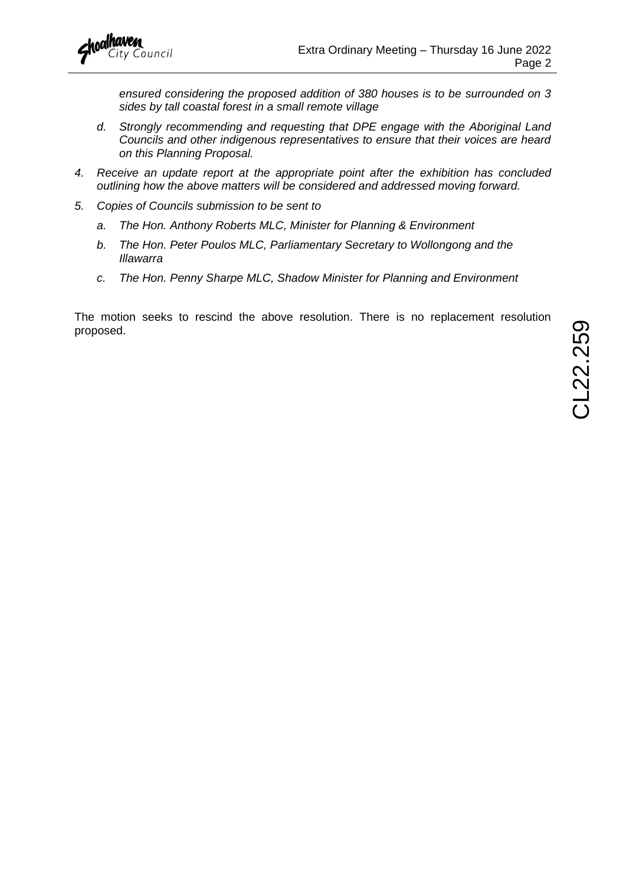*ensured considering the proposed addition of 380 houses is to be surrounded on 3 sides by tall coastal forest in a small remote village*

   d. *Strongly recommending and requesting that DPE engage with the Aboriginal Land Councils and other indigenous representatives to ensure that their voices are heard on this Planning Proposal.*

4. *Receive an update report at the appropriate point after the exhibition has concluded outlining how the above matters will be considered and addressed moving forward.*

5. *Copies of Councils submission to be sent to*

   a. *The Hon. Anthony Roberts MLC, Minister for Planning & Environment*

   b. *The Hon. Peter Poulos MLC, Parliamentary Secretary to Wollongong and the Illawarra*

   c. *The Hon. Penny Sharpe MLC, Shadow Minister for Planning and Environment*

The motion seeks to rescind the above resolution. There is no replacement resolution proposed.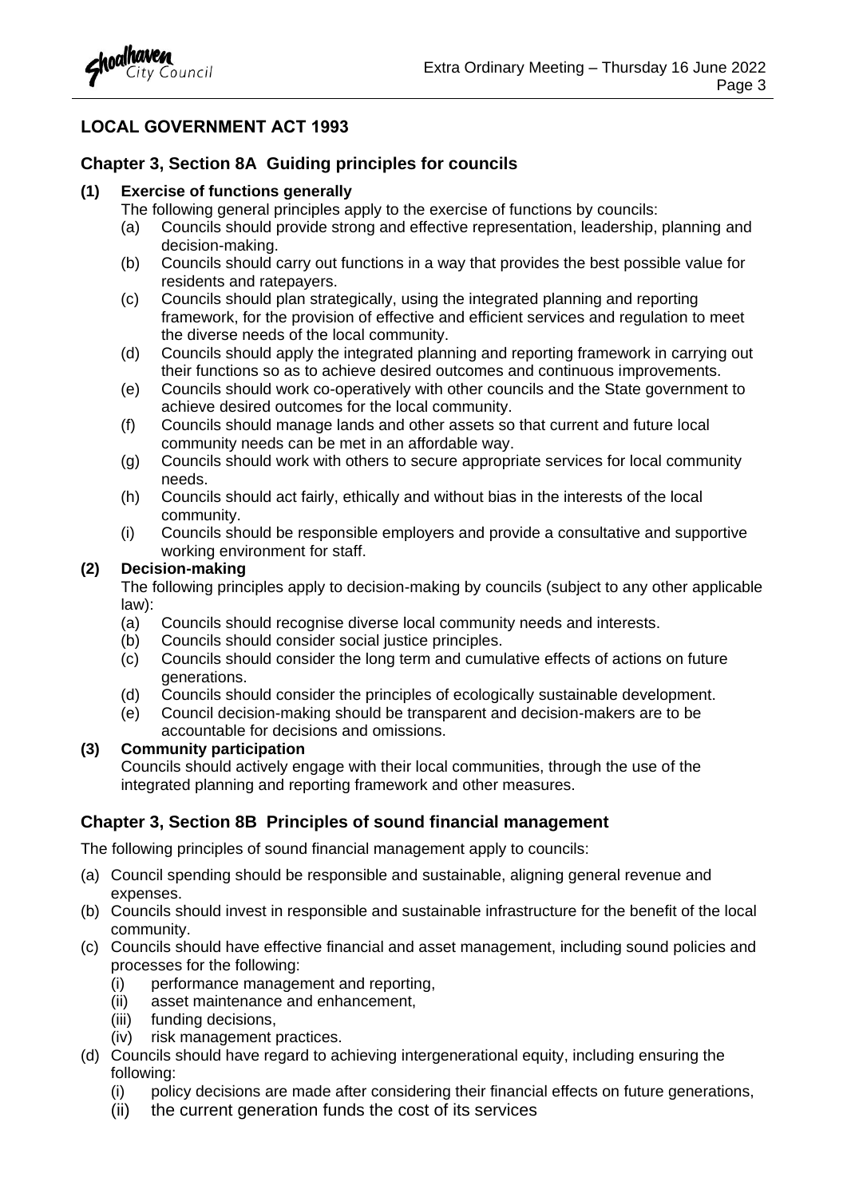# LOCAL GOVERNMENT ACT 1993

## Chapter 3, Section 8A Guiding principles for councils

**(1) Exercise of functions generally**

The following general principles apply to the exercise of functions by councils:

- (a) Councils should provide strong and effective representation, leadership, planning and decision-making.
- (b) Councils should carry out functions in a way that provides the best possible value for residents and ratepayers.
- (c) Councils should plan strategically, using the integrated planning and reporting framework, for the provision of effective and efficient services and regulation to meet the diverse needs of the local community.
- (d) Councils should apply the integrated planning and reporting framework in carrying out their functions so as to achieve desired outcomes and continuous improvements.
- (e) Councils should work co-operatively with other councils and the State government to achieve desired outcomes for the local community.
- (f) Councils should manage lands and other assets so that current and future local community needs can be met in an affordable way.
- (g) Councils should work with others to secure appropriate services for local community needs.
- (h) Councils should act fairly, ethically and without bias in the interests of the local community.
- (i) Councils should be responsible employers and provide a consultative and supportive working environment for staff.

**(2) Decision-making**

The following principles apply to decision-making by councils (subject to any other applicable law):

- (a) Councils should recognise diverse local community needs and interests.
- (b) Councils should consider social justice principles.
- (c) Councils should consider the long term and cumulative effects of actions on future generations.
- (d) Councils should consider the principles of ecologically sustainable development.
- (e) Council decision-making should be transparent and decision-makers are to be accountable for decisions and omissions.

**(3) Community participation**

Councils should actively engage with their local communities, through the use of the integrated planning and reporting framework and other measures.

## Chapter 3, Section 8B Principles of sound financial management

The following principles of sound financial management apply to councils:

- (a) Council spending should be responsible and sustainable, aligning general revenue and expenses.
- (b) Councils should invest in responsible and sustainable infrastructure for the benefit of the local community.
- (c) Councils should have effective financial and asset management, including sound policies and processes for the following:
  - (i) performance management and reporting,
  - (ii) asset maintenance and enhancement,
  - (iii) funding decisions,
  - (iv) risk management practices.
- (d) Councils should have regard to achieving intergenerational equity, including ensuring the following:
  - (i) policy decisions are made after considering their financial effects on future generations,
  - (ii) the current generation funds the cost of its services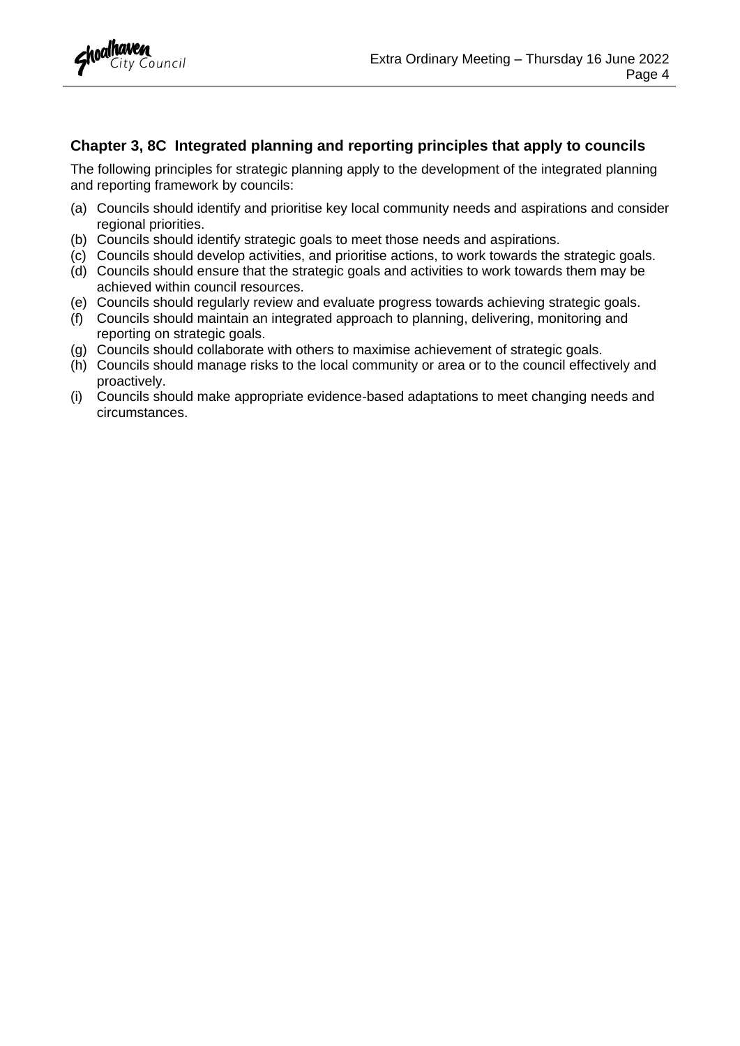### Chapter 3, 8C Integrated planning and reporting principles that apply to councils

The following principles for strategic planning apply to the development of the integrated planning and reporting framework by councils:

(a) Councils should identify and prioritise key local community needs and aspirations and consider regional priorities.
(b) Councils should identify strategic goals to meet those needs and aspirations.
(c) Councils should develop activities, and prioritise actions, to work towards the strategic goals.
(d) Councils should ensure that the strategic goals and activities to work towards them may be achieved within council resources.
(e) Councils should regularly review and evaluate progress towards achieving strategic goals.
(f) Councils should maintain an integrated approach to planning, delivering, monitoring and reporting on strategic goals.
(g) Councils should collaborate with others to maximise achievement of strategic goals.
(h) Councils should manage risks to the local community or area or to the council effectively and proactively.
(i) Councils should make appropriate evidence-based adaptations to meet changing needs and circumstances.